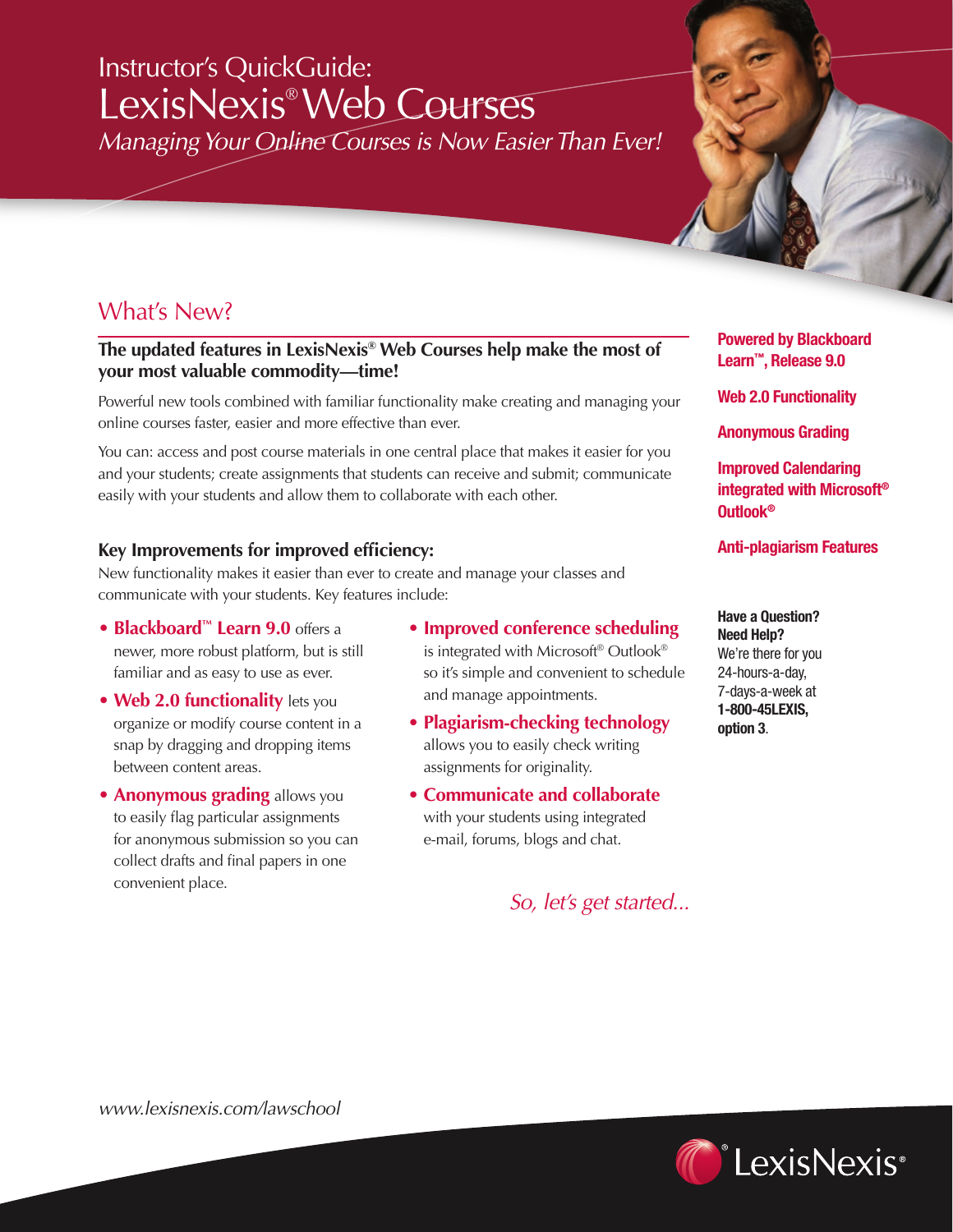# Instructor's QuickGuide: LexisNexis® Web Courses

*Managing Your Online Courses is Now Easier Than Ever!*

## What's New?

**The updated features in LexisNexis® Web Courses help make the most of your most valuable commodity—time!**

Powerful new tools combined with familiar functionality make creating and managing your online courses faster, easier and more effective than ever.

You can: access and post course materials in one central place that makes it easier for you and your students; create assignments that students can receive and submit; communicate easily with your students and allow them to collaborate with each other.

### Key Improvements for improved efficiency:

New functionality makes it easier than ever to create and manage your classes and communicate with your students. Key features include:

- **Blackboard™ Learn 9.0** offers a newer, more robust platform, but is still familiar and as easy to use as ever.
- **Web 2.0 functionality** lets you organize or modify course content in a snap by dragging and dropping items between content areas.
- **Anonymous grading** allows you to easily flag particular assignments for anonymous submission so you can collect drafts and final papers in one convenient place.
- **Improved conference scheduling** is integrated with Microsoft® Outlook® so it's simple and convenient to schedule and manage appointments.
- **Plagiarism-checking technology** allows you to easily check writing assignments for originality.
- **Communicate and collaborate** with your students using integrated e-mail, forums, blogs and chat.

*So, let's get started...*

**Powered by Blackboard Learn™, Release 9.0**

**Web 2.0 Functionality**

**Anonymous Grading**

**Improved Calendaring integrated with Microsoft® Outlook®**

**Anti-plagiarism Features**

**Have a Question? Need Help?**
We're there for you 24-hours-a-day, 7-days-a-week at **1-800-45LEXIS, option 3**.

*www.lexisnexis.com/lawschool*

LexisNexis®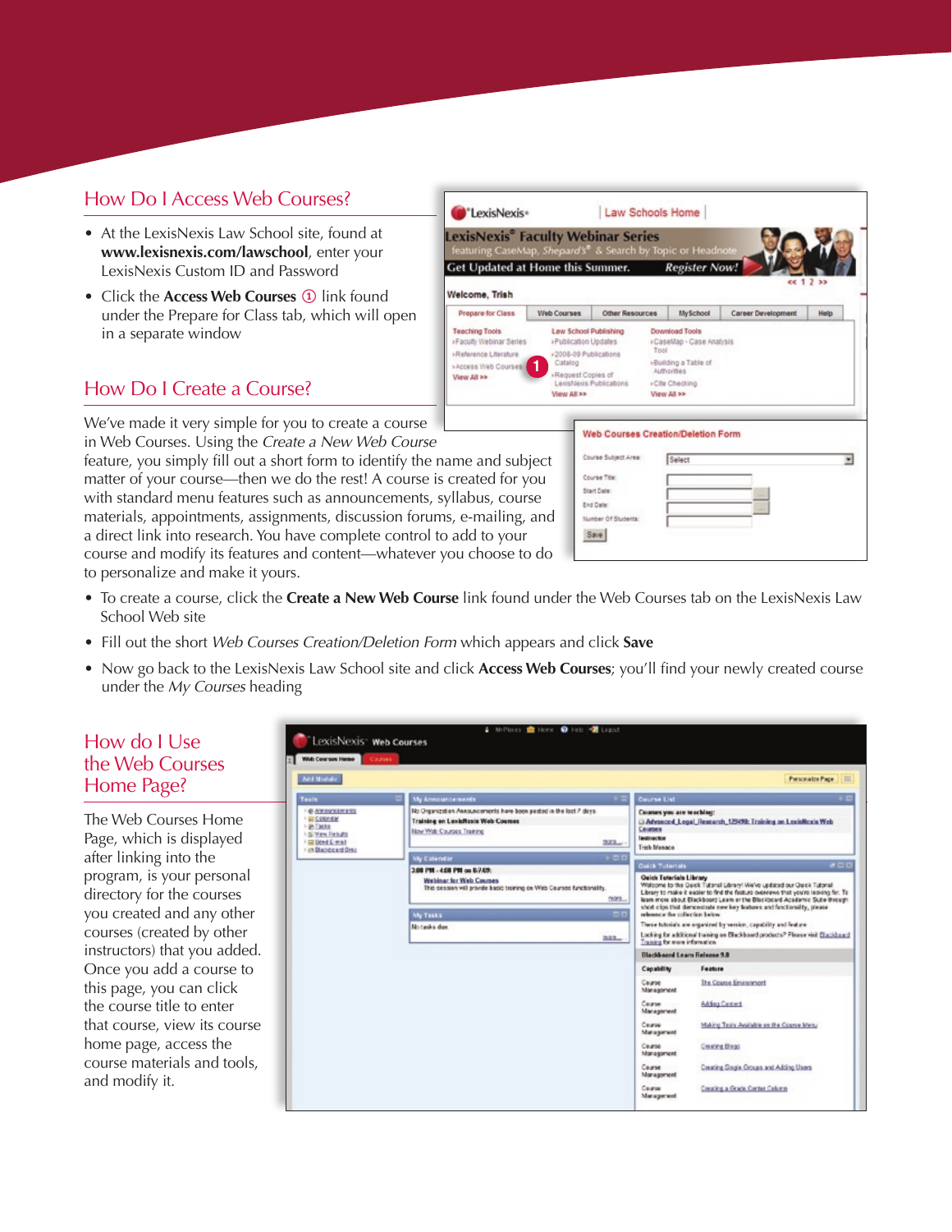## How Do I Access Web Courses?

- At the LexisNexis Law School site, found at **www.lexisnexis.com/lawschool**, enter your LexisNexis Custom ID and Password
- Click the **Access Web Courses** ① link found under the Prepare for Class tab, which will open in a separate window

## How Do I Create a Course?

We've made it very simple for you to create a course in Web Courses. Using the *Create a New Web Course* feature, you simply fill out a short form to identify the name and subject matter of your course—then we do the rest! A course is created for you with standard menu features such as announcements, syllabus, course materials, appointments, assignments, discussion forums, e-mailing, and a direct link into research. You have complete control to add to your course and modify its features and content—whatever you choose to do to personalize and make it yours.

- To create a course, click the **Create a New Web Course** link found under the Web Courses tab on the LexisNexis Law School Web site
- Fill out the short *Web Courses Creation/Deletion Form* which appears and click **Save**
- Now go back to the LexisNexis Law School site and click **Access Web Courses**; you'll find your newly created course under the *My Courses* heading

## How do I Use the Web Courses Home Page?

The Web Courses Home Page, which is displayed after linking into the program, is your personal directory for the courses you created and any other courses (created by other instructors) that you added. Once you add a course to this page, you can click the course title to enter that course, view its course home page, access the course materials and tools, and modify it.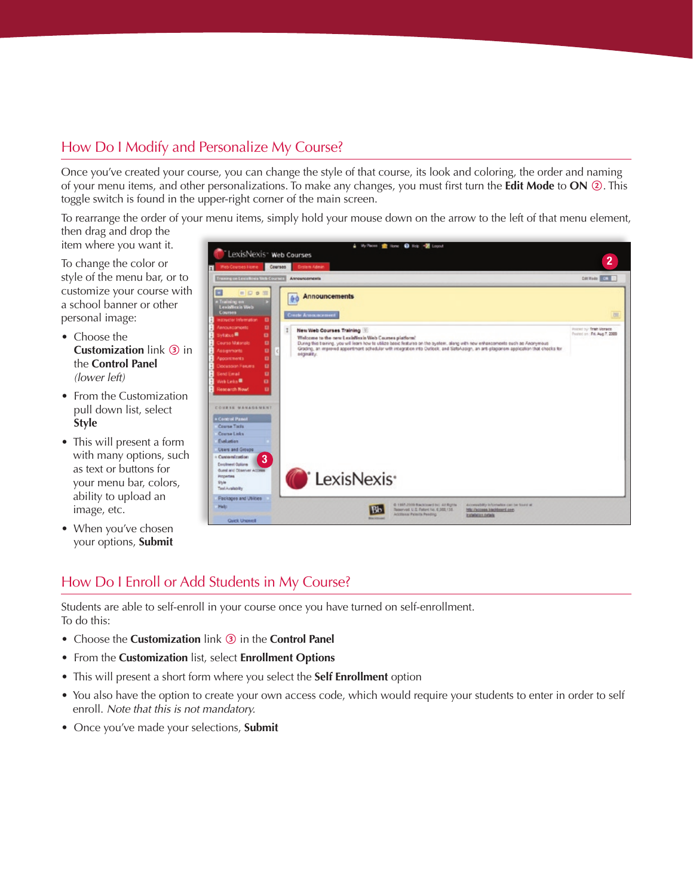## How Do I Modify and Personalize My Course?

Once you've created your course, you can change the style of that course, its look and coloring, the order and naming of your menu items, and other personalizations. To make any changes, you must first turn the **Edit Mode** to **ON** ②. This toggle switch is found in the upper-right corner of the main screen.

To rearrange the order of your menu items, simply hold your mouse down on the arrow to the left of that menu element, then drag and drop the item where you want it.

To change the color or style of the menu bar, or to customize your course with a school banner or other personal image:

- Choose the **Customization** link ③ in the **Control Panel** *(lower left)*
- From the Customization pull down list, select **Style**
- This will present a form with many options, such as text or buttons for your menu bar, colors, ability to upload an image, etc.
- When you've chosen your options, **Submit**

## How Do I Enroll or Add Students in My Course?

Students are able to self-enroll in your course once you have turned on self-enrollment. To do this:

- Choose the **Customization** link ③ in the **Control Panel**
- From the **Customization** list, select **Enrollment Options**
- This will present a short form where you select the **Self Enrollment** option
- You also have the option to create your own access code, which would require your students to enter in order to self enroll. *Note that this is not mandatory.*
- Once you've made your selections, **Submit**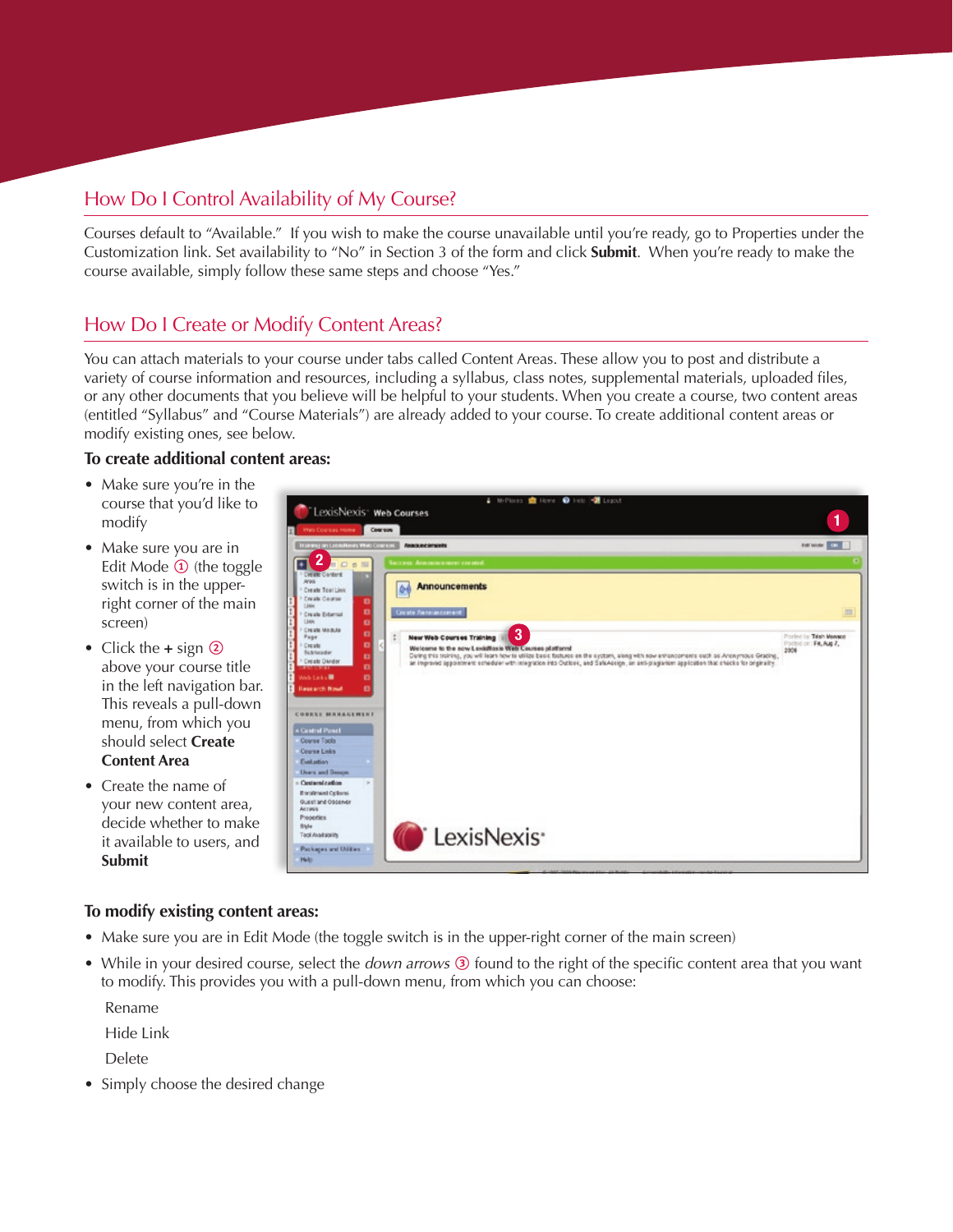## How Do I Control Availability of My Course?

Courses default to "Available." If you wish to make the course unavailable until you're ready, go to Properties under the Customization link. Set availability to "No" in Section 3 of the form and click **Submit**. When you're ready to make the course available, simply follow these same steps and choose "Yes."

## How Do I Create or Modify Content Areas?

You can attach materials to your course under tabs called Content Areas. These allow you to post and distribute a variety of course information and resources, including a syllabus, class notes, supplemental materials, uploaded files, or any other documents that you believe will be helpful to your students. When you create a course, two content areas (entitled "Syllabus" and "Course Materials") are already added to your course. To create additional content areas or modify existing ones, see below.

### To create additional content areas:

- Make sure you're in the course that you'd like to modify
- Make sure you are in Edit Mode ① (the toggle switch is in the upper-right corner of the main screen)
- Click the + sign ② above your course title in the left navigation bar. This reveals a pull-down menu, from which you should select **Create Content Area**
- Create the name of your new content area, decide whether to make it available to users, and **Submit**

### To modify existing content areas:

- Make sure you are in Edit Mode (the toggle switch is in the upper-right corner of the main screen)
- While in your desired course, select the *down arrows* ③ found to the right of the specific content area that you want to modify. This provides you with a pull-down menu, from which you can choose:

  Rename

  Hide Link

  Delete

- Simply choose the desired change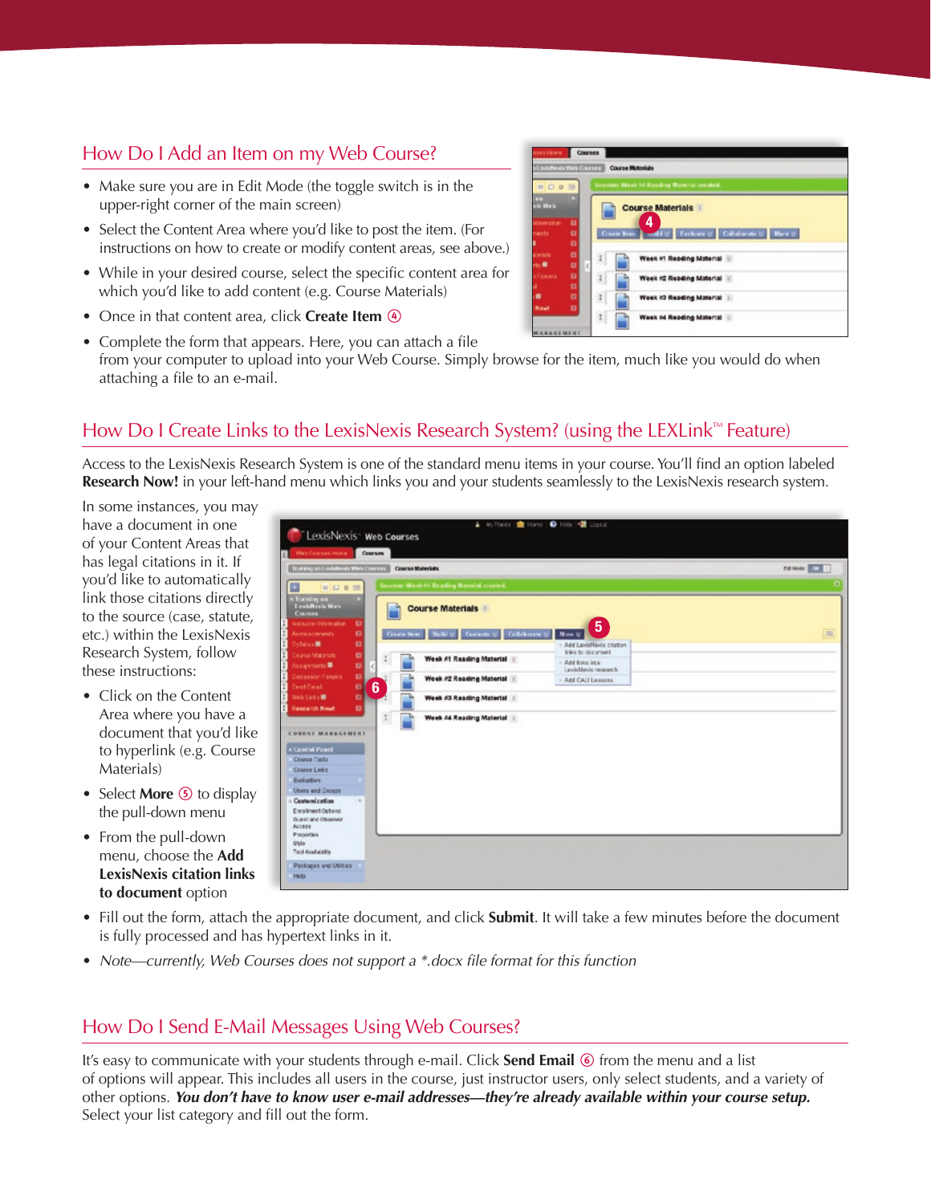## How Do I Add an Item on my Web Course?

- Make sure you are in Edit Mode (the toggle switch is in the upper-right corner of the main screen)
- Select the Content Area where you'd like to post the item. (For instructions on how to create or modify content areas, see above.)
- While in your desired course, select the specific content area for which you'd like to add content (e.g. Course Materials)
- Once in that content area, click **Create Item** ④
- Complete the form that appears. Here, you can attach a file from your computer to upload into your Web Course. Simply browse for the item, much like you would do when attaching a file to an e-mail.

## How Do I Create Links to the LexisNexis Research System? (using the LEXLink™ Feature)

Access to the LexisNexis Research System is one of the standard menu items in your course. You'll find an option labeled **Research Now!** in your left-hand menu which links you and your students seamlessly to the LexisNexis research system.

In some instances, you may have a document in one of your Content Areas that has legal citations in it. If you'd like to automatically link those citations directly to the source (case, statute, etc.) within the LexisNexis Research System, follow these instructions:

- Click on the Content Area where you have a document that you'd like to hyperlink (e.g. Course Materials)
- Select **More** ⑤ to display the pull-down menu
- From the pull-down menu, choose the **Add LexisNexis citation links to document** option
- Fill out the form, attach the appropriate document, and click **Submit**. It will take a few minutes before the document is fully processed and has hypertext links in it.
- *Note—currently, Web Courses does not support a *.docx file format for this function*

## How Do I Send E-Mail Messages Using Web Courses?

It's easy to communicate with your students through e-mail. Click **Send Email** ⑥ from the menu and a list of options will appear. This includes all users in the course, just instructor users, only select students, and a variety of other options. ***You don't have to know user e-mail addresses—they're already available within your course setup.*** Select your list category and fill out the form.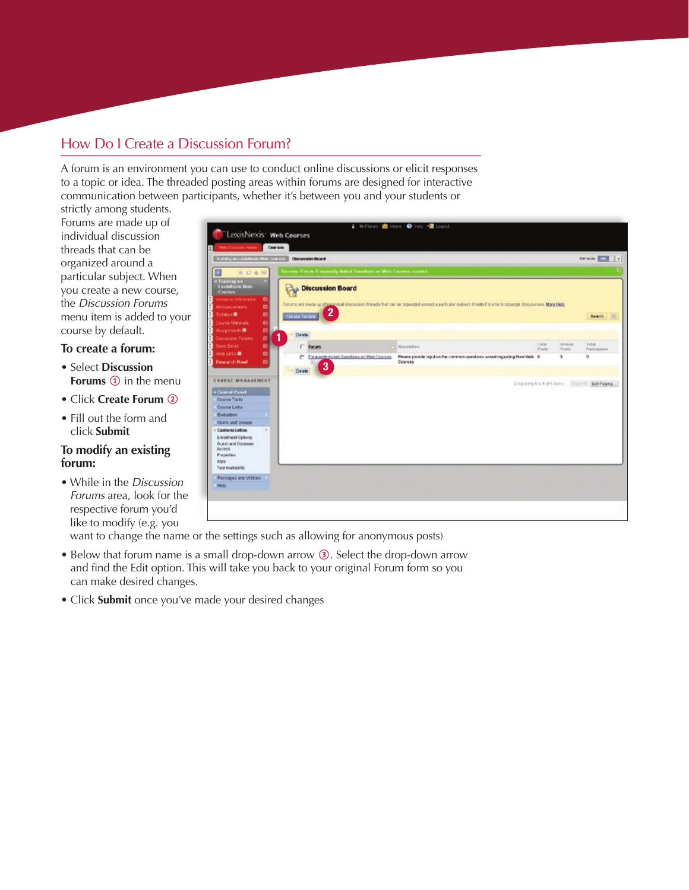## How Do I Create a Discussion Forum?

A forum is an environment you can use to conduct online discussions or elicit responses to a topic or idea. The threaded posting areas within forums are designed for interactive communication between participants, whether it's between you and your students or strictly among students. Forums are made up of individual discussion threads that can be organized around a particular subject. When you create a new course, the *Discussion Forums* menu item is added to your course by default.

### To create a forum:

- Select **Discussion Forums** ① in the menu
- Click **Create Forum** ②
- Fill out the form and click **Submit**

### To modify an existing forum:

- While in the *Discussion Forums* area, look for the respective forum you'd like to modify (e.g. you want to change the name or the settings such as allowing for anonymous posts)
- Below that forum name is a small drop-down arrow ③. Select the drop-down arrow and find the Edit option. This will take you back to your original Forum form so you can make desired changes.
- Click **Submit** once you've made your desired changes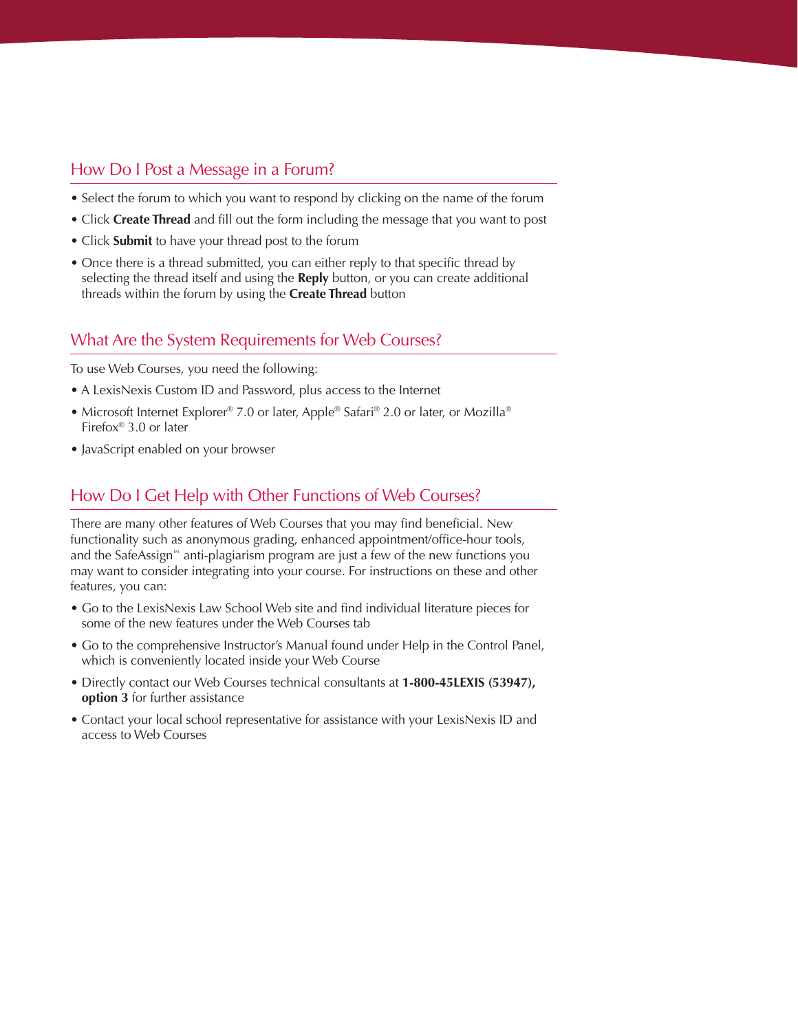## How Do I Post a Message in a Forum?

- Select the forum to which you want to respond by clicking on the name of the forum
- Click **Create Thread** and fill out the form including the message that you want to post
- Click **Submit** to have your thread post to the forum
- Once there is a thread submitted, you can either reply to that specific thread by selecting the thread itself and using the **Reply** button, or you can create additional threads within the forum by using the **Create Thread** button

## What Are the System Requirements for Web Courses?

To use Web Courses, you need the following:

- A LexisNexis Custom ID and Password, plus access to the Internet
- Microsoft Internet Explorer® 7.0 or later, Apple® Safari® 2.0 or later, or Mozilla® Firefox® 3.0 or later
- JavaScript enabled on your browser

## How Do I Get Help with Other Functions of Web Courses?

There are many other features of Web Courses that you may find beneficial. New functionality such as anonymous grading, enhanced appointment/office-hour tools, and the SafeAssign™ anti-plagiarism program are just a few of the new functions you may want to consider integrating into your course. For instructions on these and other features, you can:

- Go to the LexisNexis Law School Web site and find individual literature pieces for some of the new features under the Web Courses tab
- Go to the comprehensive Instructor's Manual found under Help in the Control Panel, which is conveniently located inside your Web Course
- Directly contact our Web Courses technical consultants at **1-800-45LEXIS (53947), option 3** for further assistance
- Contact your local school representative for assistance with your LexisNexis ID and access to Web Courses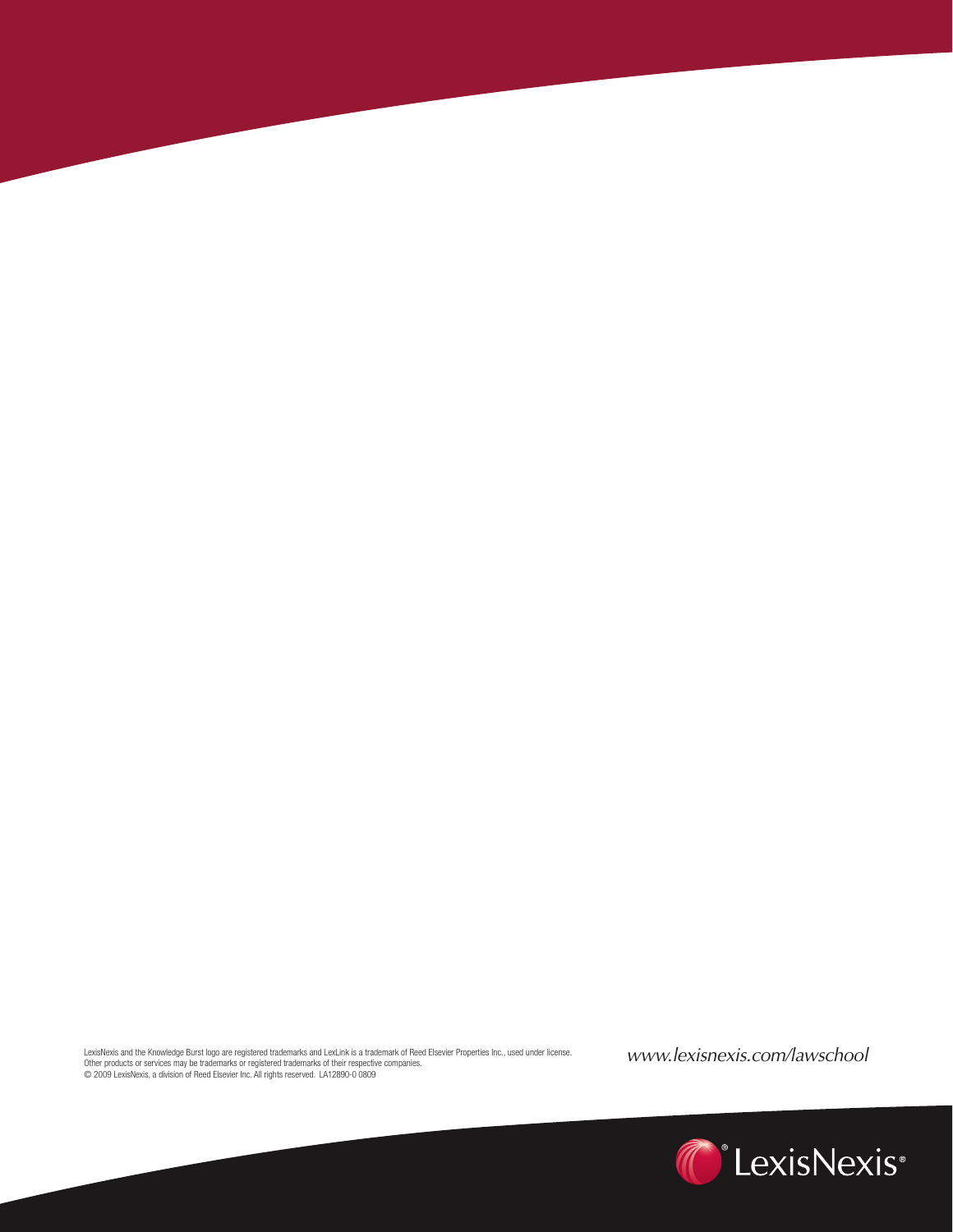LexisNexis and the Knowledge Burst logo are registered trademarks and LexLink is a trademark of Reed Elsevier Properties Inc., used under license.
Other products or services may be trademarks or registered trademarks of their respective companies.
© 2009 LexisNexis, a division of Reed Elsevier Inc. All rights reserved. LA12890-0 0809

*www.lexisnexis.com/lawschool*

LexisNexis®